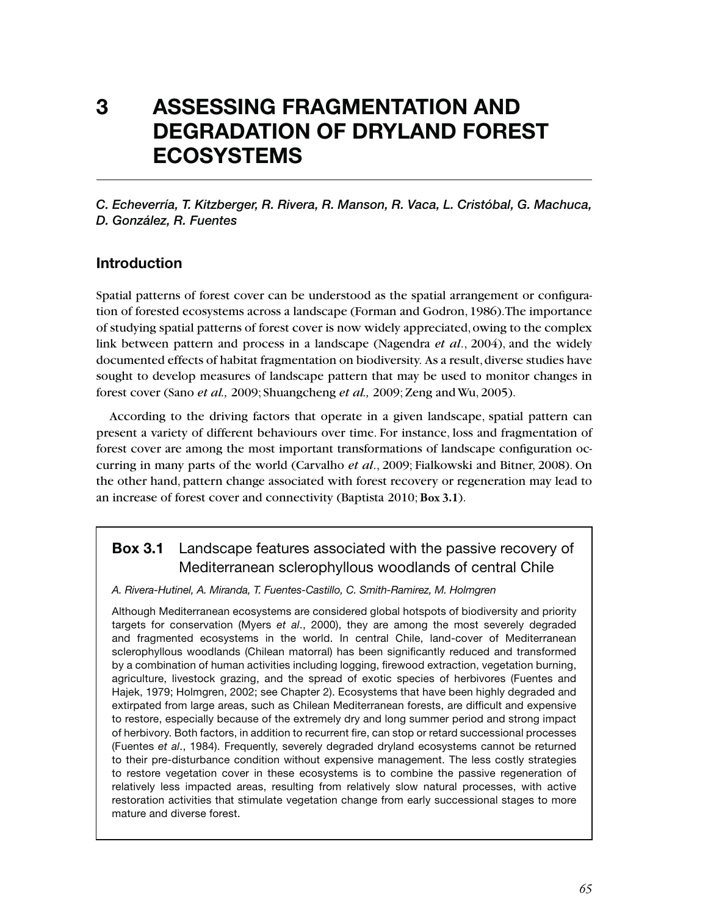# 3 ASSESSING FRAGMENTATION AND DEGRADATION OF DRYLAND FOREST ECOSYSTEMS

*C. Echeverría, T. Kitzberger, R. Rivera, R. Manson, R. Vaca, L. Cristóbal, G. Machuca, D. González, R. Fuentes*

## Introduction

Spatial patterns of forest cover can be understood as the spatial arrangement or configuration of forested ecosystems across a landscape (Forman and Godron, 1986). The importance of studying spatial patterns of forest cover is now widely appreciated, owing to the complex link between pattern and process in a landscape (Nagendra *et al*., 2004), and the widely documented effects of habitat fragmentation on biodiversity. As a result, diverse studies have sought to develop measures of landscape pattern that may be used to monitor changes in forest cover (Sano *et al.,* 2009; Shuangcheng *et al.,* 2009; Zeng and Wu, 2005).

According to the driving factors that operate in a given landscape, spatial pattern can present a variety of different behaviours over time. For instance, loss and fragmentation of forest cover are among the most important transformations of landscape configuration occurring in many parts of the world (Carvalho *et al*., 2009; Fialkowski and Bitner, 2008). On the other hand, pattern change associated with forest recovery or regeneration may lead to an increase of forest cover and connectivity (Baptista 2010; **Box 3.1**).

### Box 3.1 Landscape features associated with the passive recovery of Mediterranean sclerophyllous woodlands of central Chile

*A. Rivera-Hutinel, A. Miranda, T. Fuentes-Castillo, C. Smith-Ramirez, M. Holmgren*

Although Mediterranean ecosystems are considered global hotspots of biodiversity and priority targets for conservation (Myers *et al*., 2000), they are among the most severely degraded and fragmented ecosystems in the world. In central Chile, land-cover of Mediterranean sclerophyllous woodlands (Chilean matorral) has been significantly reduced and transformed by a combination of human activities including logging, firewood extraction, vegetation burning, agriculture, livestock grazing, and the spread of exotic species of herbivores (Fuentes and Hajek, 1979; Holmgren, 2002; see Chapter 2). Ecosystems that have been highly degraded and extirpated from large areas, such as Chilean Mediterranean forests, are difficult and expensive to restore, especially because of the extremely dry and long summer period and strong impact of herbivory. Both factors, in addition to recurrent fire, can stop or retard successional processes (Fuentes *et al*., 1984). Frequently, severely degraded dryland ecosystems cannot be returned to their pre-disturbance condition without expensive management. The less costly strategies to restore vegetation cover in these ecosystems is to combine the passive regeneration of relatively less impacted areas, resulting from relatively slow natural processes, with active restoration activities that stimulate vegetation change from early successional stages to more mature and diverse forest.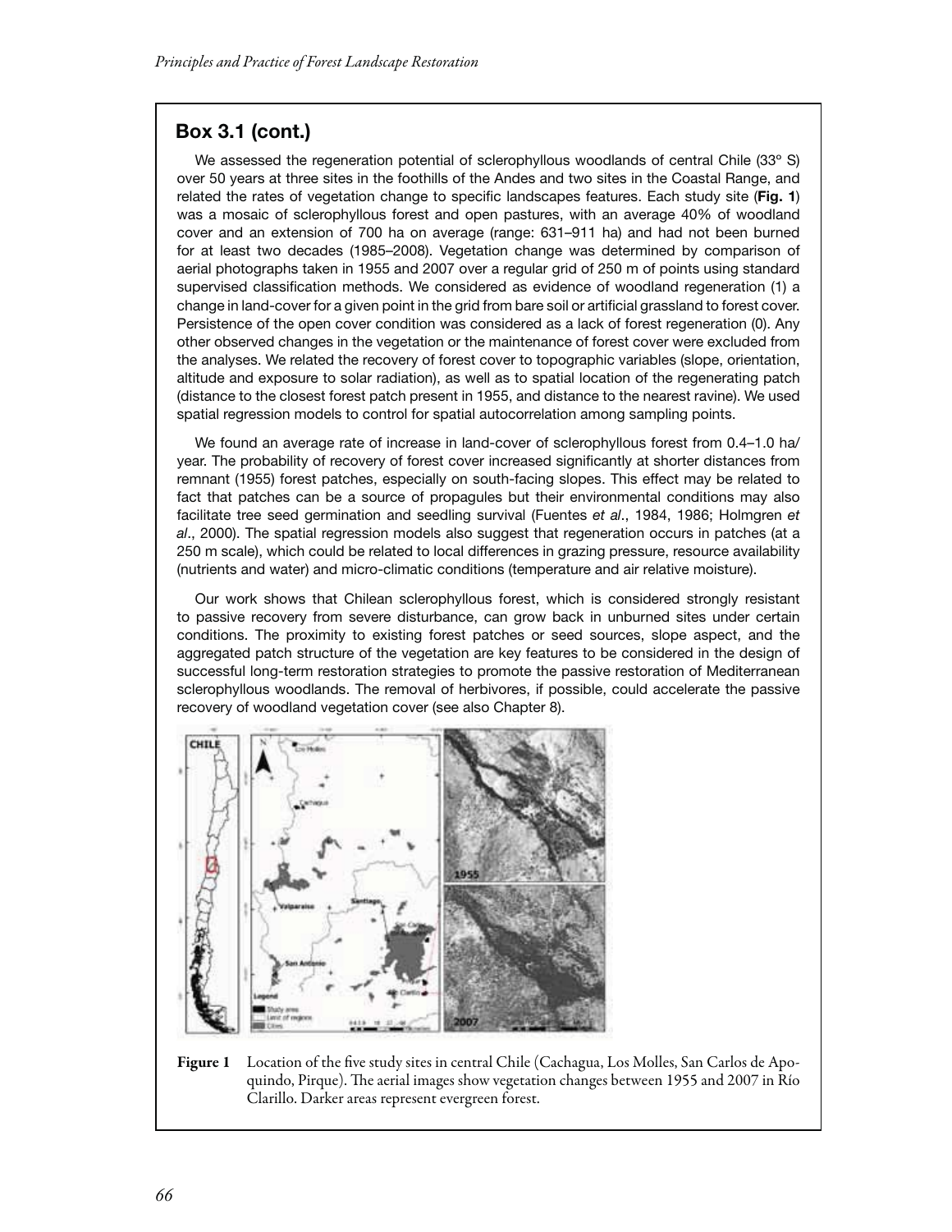## Box 3.1 (cont.)

We assessed the regeneration potential of sclerophyllous woodlands of central Chile (33° S) over 50 years at three sites in the foothills of the Andes and two sites in the Coastal Range, and related the rates of vegetation change to specific landscapes features. Each study site (**Fig. 1**) was a mosaic of sclerophyllous forest and open pastures, with an average 40% of woodland cover and an extension of 700 ha on average (range: 631–911 ha) and had not been burned for at least two decades (1985–2008). Vegetation change was determined by comparison of aerial photographs taken in 1955 and 2007 over a regular grid of 250 m of points using standard supervised classification methods. We considered as evidence of woodland regeneration (1) a change in land-cover for a given point in the grid from bare soil or artificial grassland to forest cover. Persistence of the open cover condition was considered as a lack of forest regeneration (0). Any other observed changes in the vegetation or the maintenance of forest cover were excluded from the analyses. We related the recovery of forest cover to topographic variables (slope, orientation, altitude and exposure to solar radiation), as well as to spatial location of the regenerating patch (distance to the closest forest patch present in 1955, and distance to the nearest ravine). We used spatial regression models to control for spatial autocorrelation among sampling points.

We found an average rate of increase in land-cover of sclerophyllous forest from 0.4–1.0 ha/year. The probability of recovery of forest cover increased significantly at shorter distances from remnant (1955) forest patches, especially on south-facing slopes. This effect may be related to fact that patches can be a source of propagules but their environmental conditions may also facilitate tree seed germination and seedling survival (Fuentes *et al*., 1984, 1986; Holmgren *et al*., 2000). The spatial regression models also suggest that regeneration occurs in patches (at a 250 m scale), which could be related to local differences in grazing pressure, resource availability (nutrients and water) and micro-climatic conditions (temperature and air relative moisture).

Our work shows that Chilean sclerophyllous forest, which is considered strongly resistant to passive recovery from severe disturbance, can grow back in unburned sites under certain conditions. The proximity to existing forest patches or seed sources, slope aspect, and the aggregated patch structure of the vegetation are key features to be considered in the design of successful long-term restoration strategies to promote the passive restoration of Mediterranean sclerophyllous woodlands. The removal of herbivores, if possible, could accelerate the passive recovery of woodland vegetation cover (see also Chapter 8).

**Figure 1** Location of the five study sites in central Chile (Cachagua, Los Molles, San Carlos de Apoquindo, Pirque). The aerial images show vegetation changes between 1955 and 2007 in Río Clarillo. Darker areas represent evergreen forest.